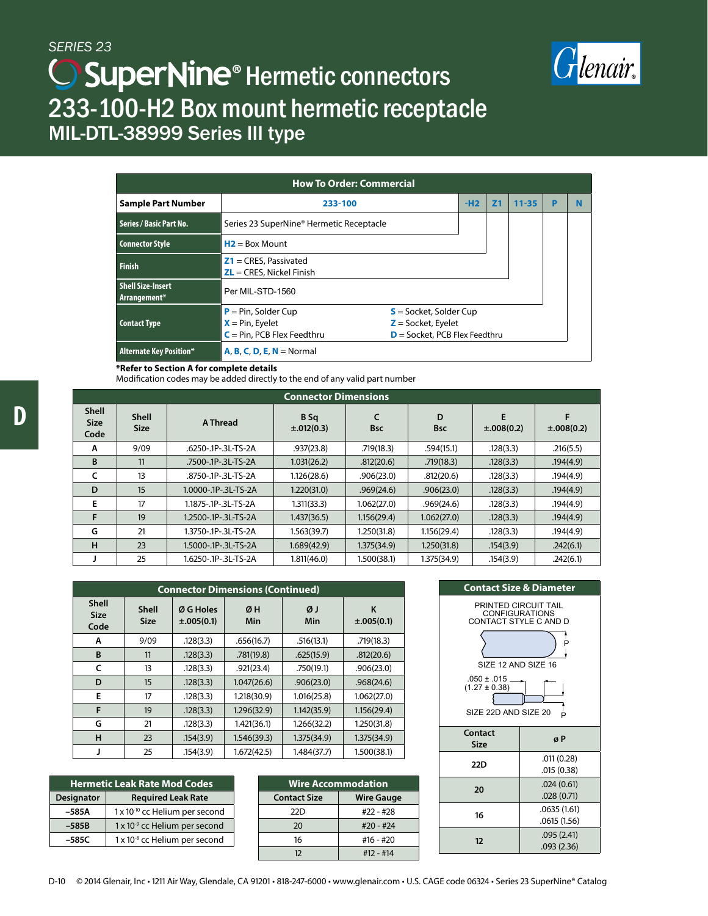SERIES 23

# SuperNine® Hermetic connectors

## 233-100-H2 Box mount hermetic receptacle

### MIL-DTL-38999 Series III type

| How To Order: Commercial | | | | | | |
|---|---|---|---|---|---|---|
| **Sample Part Number** | 233-100 | -H2 | Z1 | 11-35 | P | N |
| **Series / Basic Part No.** | Series 23 SuperNine® Hermetic Receptacle | | | | | |
| **Connector Style** | **H2** = Box Mount | | | | | |
| **Finish** | **Z1** = CRES, Passivated<br>**ZL** = CRES, Nickel Finish | | | | | |
| **Shell Size-Insert Arrangement*** | Per MIL-STD-1560 | | | | | |
| **Contact Type** | **P** = Pin, Solder Cup<br>**X** = Pin, Eyelet<br>**C** = Pin, PCB Flex Feedthru<br>**S** = Socket, Solder Cup<br>**Z** = Socket, Eyelet<br>**D** = Socket, PCB Flex Feedthru | | | | | |
| **Alternate Key Position*** | **A**, **B**, **C**, **D**, **E**, **N** = Normal | | | | | |

***Refer to Section A for complete details**
Modification codes may be added directly to the end of any valid part number

| Connector Dimensions | | | | | | | |
|---|---|---|---|---|---|---|---|
| **Shell Size Code** | **Shell Size** | **A Thread** | **B Sq ±.012(0.3)** | **C Bsc** | **D Bsc** | **E ±.008(0.2)** | **F ±.008(0.2)** |
| A | 9/09 | .6250-.1P-.3L-TS-2A | .937(23.8) | .719(18.3) | .594(15.1) | .128(3.3) | .216(5.5) |
| B | 11 | .7500-.1P-.3L-TS-2A | 1.031(26.2) | .812(20.6) | .719(18.3) | .128(3.3) | .194(4.9) |
| C | 13 | .8750-.1P-.3L-TS-2A | 1.126(28.6) | .906(23.0) | .812(20.6) | .128(3.3) | .194(4.9) |
| D | 15 | 1.0000-.1P-.3L-TS-2A | 1.220(31.0) | .969(24.6) | .906(23.0) | .128(3.3) | .194(4.9) |
| E | 17 | 1.1875-.1P-.3L-TS-2A | 1.311(33.3) | 1.062(27.0) | .969(24.6) | .128(3.3) | .194(4.9) |
| F | 19 | 1.2500-.1P-.3L-TS-2A | 1.437(36.5) | 1.156(29.4) | 1.062(27.0) | .128(3.3) | .194(4.9) |
| G | 21 | 1.3750-.1P-.3L-TS-2A | 1.563(39.7) | 1.250(31.8) | 1.156(29.4) | .128(3.3) | .194(4.9) |
| H | 23 | 1.5000-.1P-.3L-TS-2A | 1.689(42.9) | 1.375(34.9) | 1.250(31.8) | .154(3.9) | .242(6.1) |
| J | 25 | 1.6250-.1P-.3L-TS-2A | 1.811(46.0) | 1.500(38.1) | 1.375(34.9) | .154(3.9) | .242(6.1) |

| Connector Dimensions (Continued) | | | | | |
|---|---|---|---|---|---|
| **Shell Size Code** | **Shell Size** | **Ø G Holes ±.005(0.1)** | **Ø H Min** | **Ø J Min** | **K ±.005(0.1)** |
| A | 9/09 | .128(3.3) | .656(16.7) | .516(13.1) | .719(18.3) |
| B | 11 | .128(3.3) | .781(19.8) | .625(15.9) | .812(20.6) |
| C | 13 | .128(3.3) | .921(23.4) | .750(19.1) | .906(23.0) |
| D | 15 | .128(3.3) | 1.047(26.6) | .906(23.0) | .968(24.6) |
| E | 17 | .128(3.3) | 1.218(30.9) | 1.016(25.8) | 1.062(27.0) |
| F | 19 | .128(3.3) | 1.296(32.9) | 1.142(35.9) | 1.156(29.4) |
| G | 21 | .128(3.3) | 1.421(36.1) | 1.266(32.2) | 1.250(31.8) |
| H | 23 | .154(3.9) | 1.546(39.3) | 1.375(34.9) | 1.375(34.9) |
| J | 25 | .154(3.9) | 1.672(42.5) | 1.484(37.7) | 1.500(38.1) |

**Contact Size & Diameter**

PRINTED CIRCUIT TAIL CONFIGURATIONS CONTACT STYLE C AND D

SIZE 12 AND SIZE 16

.050 ± .015 (1.27 ± 0.38)

SIZE 22D AND SIZE 20

| Contact Size | ø P |
|---|---|
| 22D | .011 (0.28)<br>.015 (0.38) |
| 20 | .024 (0.61)<br>.028 (0.71) |
| 16 | .0635 (1.61)<br>.0615 (1.56) |
| 12 | .095 (2.41)<br>.093 (2.36) |

| Hermetic Leak Rate Mod Codes | |
|---|---|
| **Designator** | **Required Leak Rate** |
| –585A | 1 x $10^{-10}$ cc Helium per second |
| –585B | 1 x $10^{-9}$ cc Helium per second |
| –585C | 1 x $10^{-8}$ cc Helium per second |

| Wire Accommodation | |
|---|---|
| **Contact Size** | **Wire Gauge** |
| 22D | #22 - #28 |
| 20 | #20 - #24 |
| 16 | #16 - #20 |
| 12 | #12 - #14 |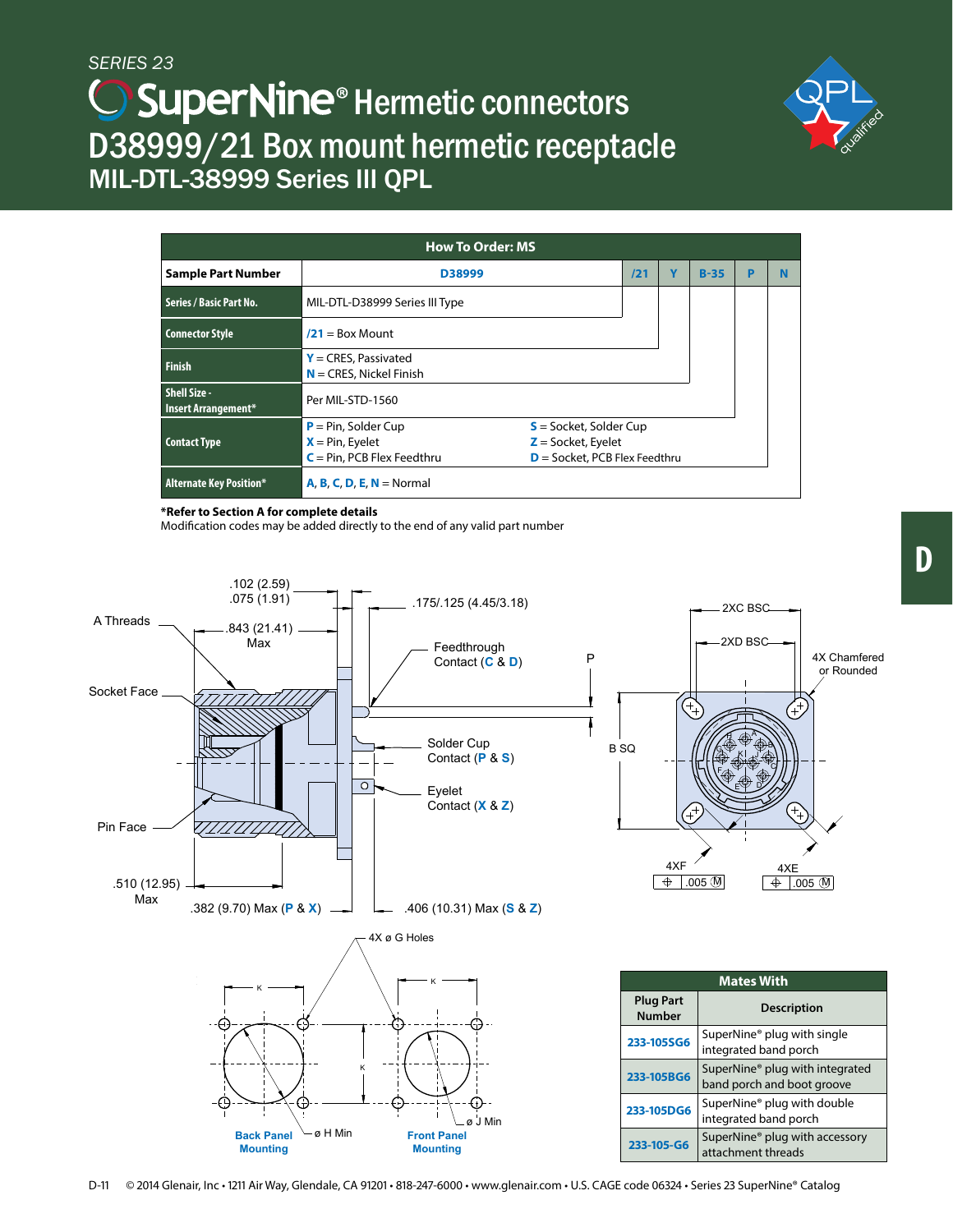SERIES 23

# SuperNine® Hermetic connectors

## D38999/21 Box mount hermetic receptacle

### MIL-DTL-38999 Series III QPL

| How To Order: MS | | | | | | |
|---|---|---|---|---|---|---|
| **Sample Part Number** | D38999 | /21 | Y | B-35 | P | N |
| **Series / Basic Part No.** | MIL-DTL-D38999 Series III Type | | | | | |
| **Connector Style** | /21 = Box Mount | | | | | |
| **Finish** | Y = CRES, Passivated<br>N = CRES, Nickel Finish | | | | | |
| **Shell Size - Insert Arrangement*** | Per MIL-STD-1560 | | | | | |
| **Contact Type** | P = Pin, Solder Cup<br>X = Pin, Eyelet<br>C = Pin, PCB Flex Feedthru<br>S = Socket, Solder Cup<br>Z = Socket, Eyelet<br>D = Socket, PCB Flex Feedthru | | | | | |
| **Alternate Key Position*** | A, B, C, D, E, N = Normal | | | | | |

***Refer to Section A for complete details**
Modification codes may be added directly to the end of any valid part number

A Threads; Socket Face; Pin Face; .102 (2.59) / .075 (1.91); .843 (21.41) Max; .175/.125 (4.45/3.18); Feedthrough Contact (C & D); P; Solder Cup Contact (P & S); Eyelet Contact (X & Z); .510 (12.95) Max; .382 (9.70) Max (P & X); .406 (10.31) Max (S & Z); B SQ; 2XC BSC; 2XD BSC; 4X Chamfered or Rounded; 4XF ⌖ .005 Ⓜ; 4XE ⌖ .005 Ⓜ; 4X ø G Holes; K; ø H Min; ø J Min; Back Panel Mounting; Front Panel Mounting

| Mates With | |
|---|---|
| **Plug Part Number** | **Description** |
| 233-105SG6 | SuperNine® plug with single integrated band porch |
| 233-105BG6 | SuperNine® plug with integrated band porch and boot groove |
| 233-105DG6 | SuperNine® plug with double integrated band porch |
| 233-105-G6 | SuperNine® plug with accessory attachment threads |

© 2014 Glenair, Inc • 1211 Air Way, Glendale, CA 91201 • 818-247-6000 • www.glenair.com • U.S. CAGE code 06324 • Series 23 SuperNine® Catalog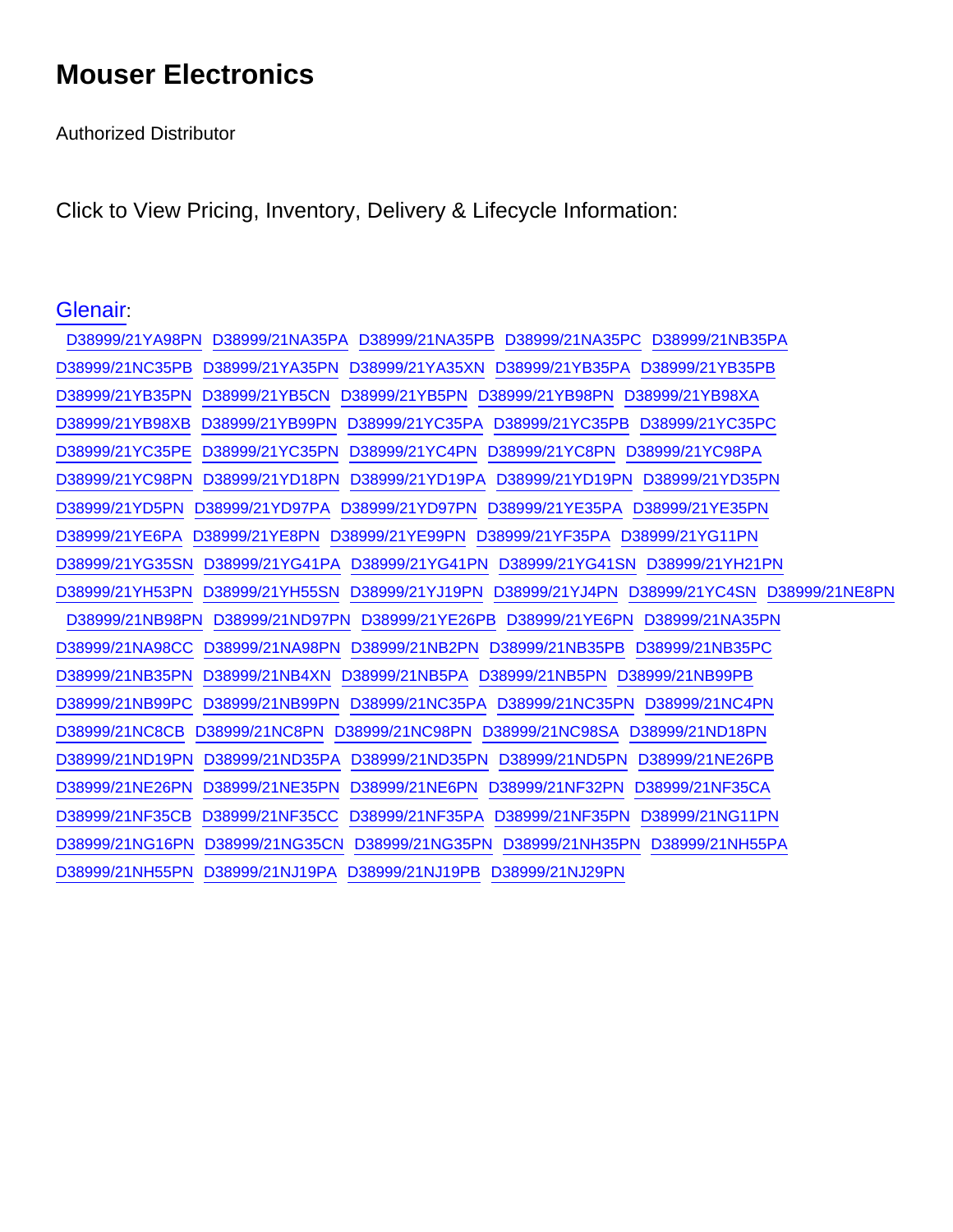# Mouser Electronics

Authorized Distributor

Click to View Pricing, Inventory, Delivery & Lifecycle Information:

Glenair:

D38999/21YA98PN D38999/21NA35PA D38999/21NA35PB D38999/21NA35PC D38999/21NB35PA D38999/21NC35PB D38999/21YA35PN D38999/21YA35XN D38999/21YB35PA D38999/21YB35PB D38999/21YB35PN D38999/21YB5CN D38999/21YB5PN D38999/21YB98PN D38999/21YB98XA D38999/21YB98XB D38999/21YB99PN D38999/21YC35PA D38999/21YC35PB D38999/21YC35PC D38999/21YC35PE D38999/21YC35PN D38999/21YC4PN D38999/21YC8PN D38999/21YC98PA D38999/21YC98PN D38999/21YD18PN D38999/21YD19PA D38999/21YD19PN D38999/21YD35PN D38999/21YD5PN D38999/21YD97PA D38999/21YD97PN D38999/21YE35PA D38999/21YE35PN D38999/21YE6PA D38999/21YE8PN D38999/21YE99PN D38999/21YF35PA D38999/21YG11PN D38999/21YG35SN D38999/21YG41PA D38999/21YG41PN D38999/21YG41SN D38999/21YH21PN D38999/21YH53PN D38999/21YH55SN D38999/21YJ19PN D38999/21YJ4PN D38999/21YC4SN D38999/21NE8PN D38999/21NB98PN D38999/21ND97PN D38999/21YE26PB D38999/21YE6PN D38999/21NA35PN D38999/21NA98CC D38999/21NA98PN D38999/21NB2PN D38999/21NB35PB D38999/21NB35PC D38999/21NB35PN D38999/21NB4XN D38999/21NB5PA D38999/21NB5PN D38999/21NB99PB D38999/21NB99PC D38999/21NB99PN D38999/21NC35PA D38999/21NC35PN D38999/21NC4PN D38999/21NC8CB D38999/21NC8PN D38999/21NC98PN D38999/21NC98SA D38999/21ND18PN D38999/21ND19PN D38999/21ND35PA D38999/21ND35PN D38999/21ND5PN D38999/21NE26PB D38999/21NE26PN D38999/21NE35PN D38999/21NE6PN D38999/21NF32PN D38999/21NF35CA D38999/21NF35CB D38999/21NF35CC D38999/21NF35PA D38999/21NF35PN D38999/21NG11PN D38999/21NG16PN D38999/21NG35CN D38999/21NG35PN D38999/21NH35PN D38999/21NH55PA D38999/21NH55PN D38999/21NJ19PA D38999/21NJ19PB D38999/21NJ29PN